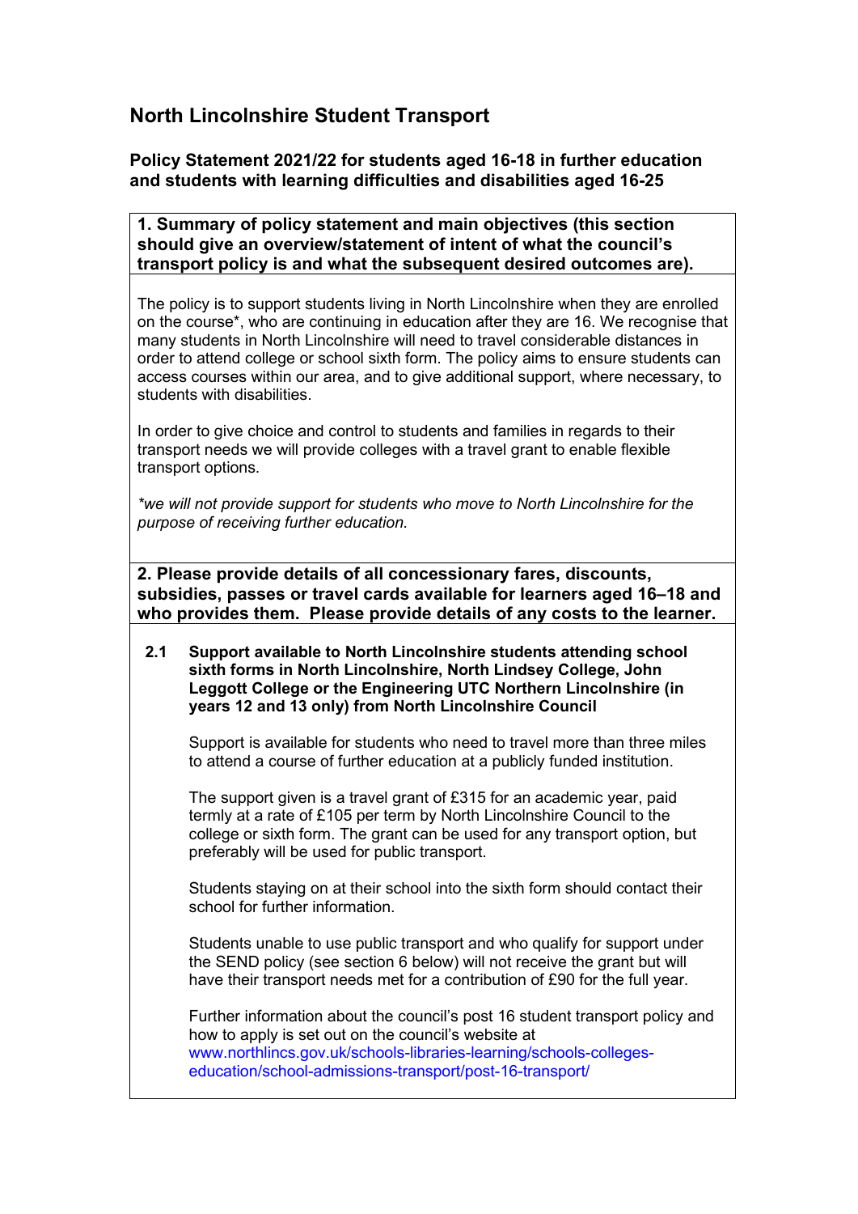# North Lincolnshire Student Transport

**Policy Statement 2021/22 for students aged 16-18 in further education and students with learning difficulties and disabilities aged 16-25**

## 1. Summary of policy statement and main objectives (this section should give an overview/statement of intent of what the council's transport policy is and what the subsequent desired outcomes are).

The policy is to support students living in North Lincolnshire when they are enrolled on the course*, who are continuing in education after they are 16. We recognise that many students in North Lincolnshire will need to travel considerable distances in order to attend college or school sixth form. The policy aims to ensure students can access courses within our area, and to give additional support, where necessary, to students with disabilities.

In order to give choice and control to students and families in regards to their transport needs we will provide colleges with a travel grant to enable flexible transport options.

*\*we will not provide support for students who move to North Lincolnshire for the purpose of receiving further education.*

## 2. Please provide details of all concessionary fares, discounts, subsidies, passes or travel cards available for learners aged 16–18 and who provides them. Please provide details of any costs to the learner.

### 2.1 Support available to North Lincolnshire students attending school sixth forms in North Lincolnshire, North Lindsey College, John Leggott College or the Engineering UTC Northern Lincolnshire (in years 12 and 13 only) from North Lincolnshire Council

Support is available for students who need to travel more than three miles to attend a course of further education at a publicly funded institution.

The support given is a travel grant of £315 for an academic year, paid termly at a rate of £105 per term by North Lincolnshire Council to the college or sixth form. The grant can be used for any transport option, but preferably will be used for public transport.

Students staying on at their school into the sixth form should contact their school for further information.

Students unable to use public transport and who qualify for support under the SEND policy (see section 6 below) will not receive the grant but will have their transport needs met for a contribution of £90 for the full year.

Further information about the council's post 16 student transport policy and how to apply is set out on the council's website at www.northlincs.gov.uk/schools-libraries-learning/schools-colleges-education/school-admissions-transport/post-16-transport/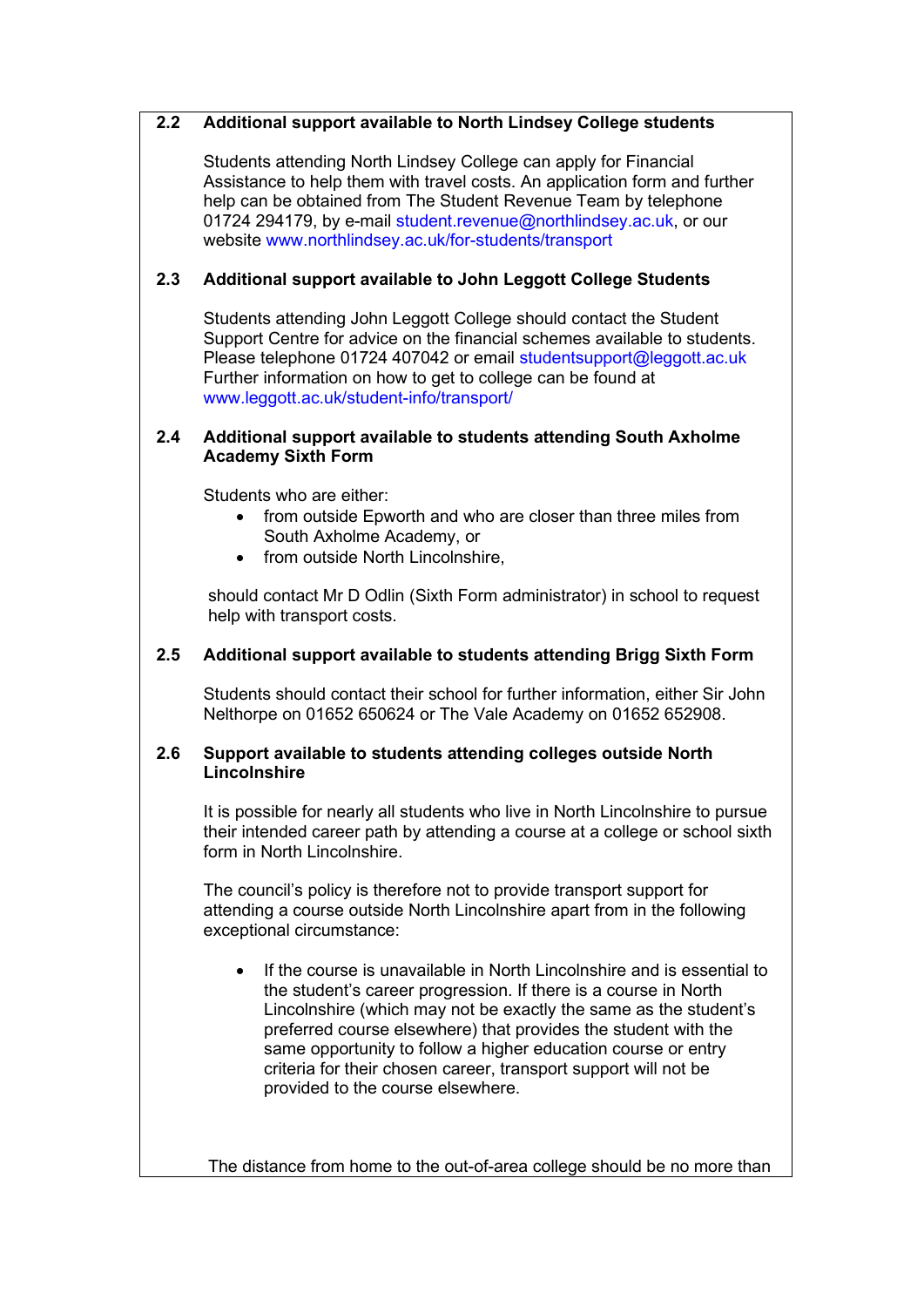### 2.2 Additional support available to North Lindsey College students

Students attending North Lindsey College can apply for Financial Assistance to help them with travel costs. An application form and further help can be obtained from The Student Revenue Team by telephone 01724 294179, by e-mail student.revenue@northlindsey.ac.uk, or our website www.northlindsey.ac.uk/for-students/transport

### 2.3 Additional support available to John Leggott College Students

Students attending John Leggott College should contact the Student Support Centre for advice on the financial schemes available to students. Please telephone 01724 407042 or email studentsupport@leggott.ac.uk Further information on how to get to college can be found at www.leggott.ac.uk/student-info/transport/

### 2.4 Additional support available to students attending South Axholme Academy Sixth Form

Students who are either:

- from outside Epworth and who are closer than three miles from South Axholme Academy, or
- from outside North Lincolnshire,

should contact Mr D Odlin (Sixth Form administrator) in school to request help with transport costs.

### 2.5 Additional support available to students attending Brigg Sixth Form

Students should contact their school for further information, either Sir John Nelthorpe on 01652 650624 or The Vale Academy on 01652 652908.

### 2.6 Support available to students attending colleges outside North Lincolnshire

It is possible for nearly all students who live in North Lincolnshire to pursue their intended career path by attending a course at a college or school sixth form in North Lincolnshire.

The council's policy is therefore not to provide transport support for attending a course outside North Lincolnshire apart from in the following exceptional circumstance:

- If the course is unavailable in North Lincolnshire and is essential to the student's career progression. If there is a course in North Lincolnshire (which may not be exactly the same as the student's preferred course elsewhere) that provides the student with the same opportunity to follow a higher education course or entry criteria for their chosen career, transport support will not be provided to the course elsewhere.

The distance from home to the out-of-area college should be no more than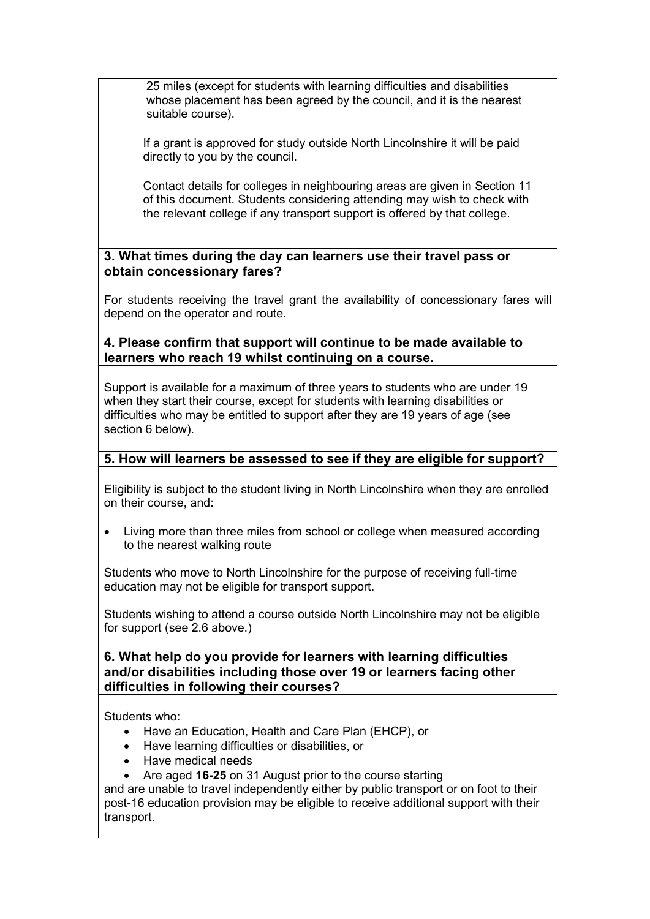25 miles (except for students with learning difficulties and disabilities whose placement has been agreed by the council, and it is the nearest suitable course).

If a grant is approved for study outside North Lincolnshire it will be paid directly to you by the council.

Contact details for colleges in neighbouring areas are given in Section 11 of this document. Students considering attending may wish to check with the relevant college if any transport support is offered by that college.

**3. What times during the day can learners use their travel pass or obtain concessionary fares?**

For students receiving the travel grant the availability of concessionary fares will depend on the operator and route.

**4. Please confirm that support will continue to be made available to learners who reach 19 whilst continuing on a course.**

Support is available for a maximum of three years to students who are under 19 when they start their course, except for students with learning disabilities or difficulties who may be entitled to support after they are 19 years of age (see section 6 below).

**5. How will learners be assessed to see if they are eligible for support?**

Eligibility is subject to the student living in North Lincolnshire when they are enrolled on their course, and:

- Living more than three miles from school or college when measured according to the nearest walking route

Students who move to North Lincolnshire for the purpose of receiving full-time education may not be eligible for transport support.

Students wishing to attend a course outside North Lincolnshire may not be eligible for support (see 2.6 above.)

**6. What help do you provide for learners with learning difficulties and/or disabilities including those over 19 or learners facing other difficulties in following their courses?**

Students who:

- Have an Education, Health and Care Plan (EHCP), or
- Have learning difficulties or disabilities, or
- Have medical needs
- Are aged **16-25** on 31 August prior to the course starting

and are unable to travel independently either by public transport or on foot to their post-16 education provision may be eligible to receive additional support with their transport.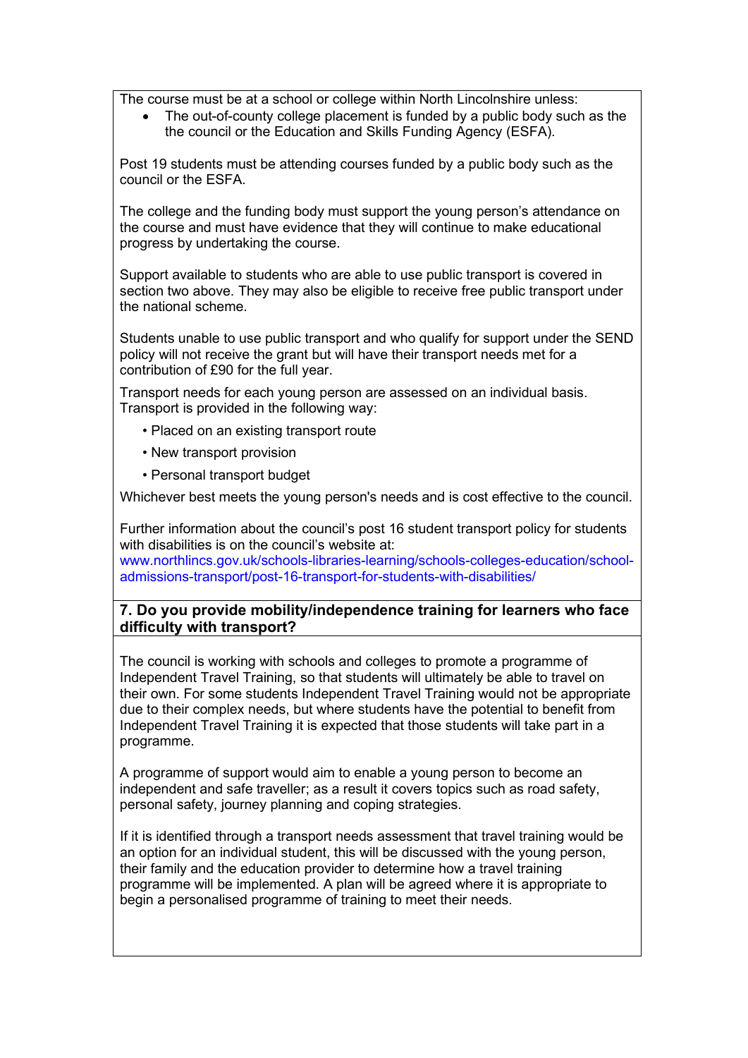The course must be at a school or college within North Lincolnshire unless:

- The out-of-county college placement is funded by a public body such as the the council or the Education and Skills Funding Agency (ESFA).

Post 19 students must be attending courses funded by a public body such as the council or the ESFA.

The college and the funding body must support the young person's attendance on the course and must have evidence that they will continue to make educational progress by undertaking the course.

Support available to students who are able to use public transport is covered in section two above. They may also be eligible to receive free public transport under the national scheme.

Students unable to use public transport and who qualify for support under the SEND policy will not receive the grant but will have their transport needs met for a contribution of £90 for the full year.

Transport needs for each young person are assessed on an individual basis. Transport is provided in the following way:

- Placed on an existing transport route
- New transport provision
- Personal transport budget

Whichever best meets the young person's needs and is cost effective to the council.

Further information about the council's post 16 student transport policy for students with disabilities is on the council's website at: www.northlincs.gov.uk/schools-libraries-learning/schools-colleges-education/school-admissions-transport/post-16-transport-for-students-with-disabilities/

## 7. Do you provide mobility/independence training for learners who face difficulty with transport?

The council is working with schools and colleges to promote a programme of Independent Travel Training, so that students will ultimately be able to travel on their own. For some students Independent Travel Training would not be appropriate due to their complex needs, but where students have the potential to benefit from Independent Travel Training it is expected that those students will take part in a programme.

A programme of support would aim to enable a young person to become an independent and safe traveller; as a result it covers topics such as road safety, personal safety, journey planning and coping strategies.

If it is identified through a transport needs assessment that travel training would be an option for an individual student, this will be discussed with the young person, their family and the education provider to determine how a travel training programme will be implemented. A plan will be agreed where it is appropriate to begin a personalised programme of training to meet their needs.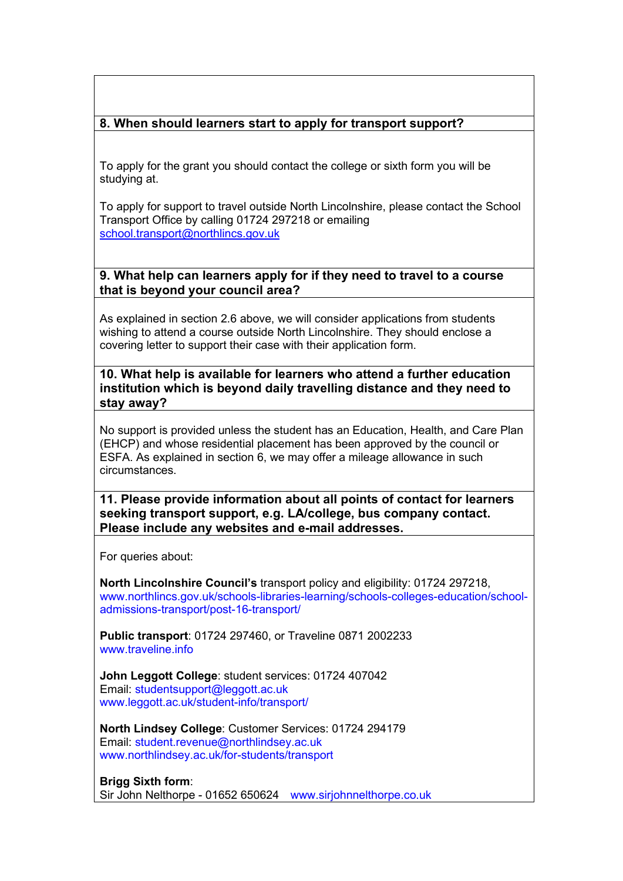### 8. When should learners start to apply for transport support?

To apply for the grant you should contact the college or sixth form you will be studying at.

To apply for support to travel outside North Lincolnshire, please contact the School Transport Office by calling 01724 297218 or emailing school.transport@northlincs.gov.uk

### 9. What help can learners apply for if they need to travel to a course that is beyond your council area?

As explained in section 2.6 above, we will consider applications from students wishing to attend a course outside North Lincolnshire. They should enclose a covering letter to support their case with their application form.

### 10. What help is available for learners who attend a further education institution which is beyond daily travelling distance and they need to stay away?

No support is provided unless the student has an Education, Health, and Care Plan (EHCP) and whose residential placement has been approved by the council or ESFA. As explained in section 6, we may offer a mileage allowance in such circumstances.

### 11. Please provide information about all points of contact for learners seeking transport support, e.g. LA/college, bus company contact. Please include any websites and e-mail addresses.

For queries about:

**North Lincolnshire Council's** transport policy and eligibility: 01724 297218,
www.northlincs.gov.uk/schools-libraries-learning/schools-colleges-education/school-admissions-transport/post-16-transport/

**Public transport**: 01724 297460, or Traveline 0871 2002233
www.traveline.info

**John Leggott College**: student services: 01724 407042
Email: studentsupport@leggott.ac.uk
www.leggott.ac.uk/student-info/transport/

**North Lindsey College**: Customer Services: 01724 294179
Email: student.revenue@northlindsey.ac.uk
www.northlindsey.ac.uk/for-students/transport

**Brigg Sixth form**:
Sir John Nelthorpe - 01652 650624 www.sirjohnnelthorpe.co.uk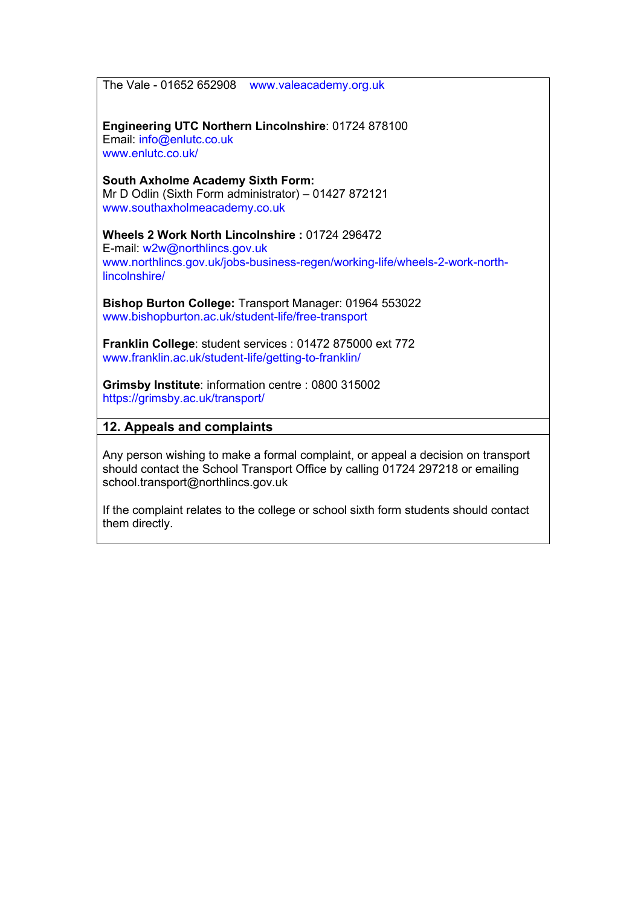The Vale - 01652 652908 www.valeacademy.org.uk

**Engineering UTC Northern Lincolnshire**: 01724 878100
Email: info@enlutc.co.uk
www.enlutc.co.uk/

**South Axholme Academy Sixth Form:**
Mr D Odlin (Sixth Form administrator) – 01427 872121
www.southaxholmeacademy.co.uk

**Wheels 2 Work North Lincolnshire :** 01724 296472
E-mail: w2w@northlincs.gov.uk
www.northlincs.gov.uk/jobs-business-regen/working-life/wheels-2-work-north-lincolnshire/

**Bishop Burton College:** Transport Manager: 01964 553022
www.bishopburton.ac.uk/student-life/free-transport

**Franklin College**: student services : 01472 875000 ext 772
www.franklin.ac.uk/student-life/getting-to-franklin/

**Grimsby Institute**: information centre : 0800 315002
https://grimsby.ac.uk/transport/

## 12. Appeals and complaints

Any person wishing to make a formal complaint, or appeal a decision on transport should contact the School Transport Office by calling 01724 297218 or emailing school.transport@northlincs.gov.uk

If the complaint relates to the college or school sixth form students should contact them directly.